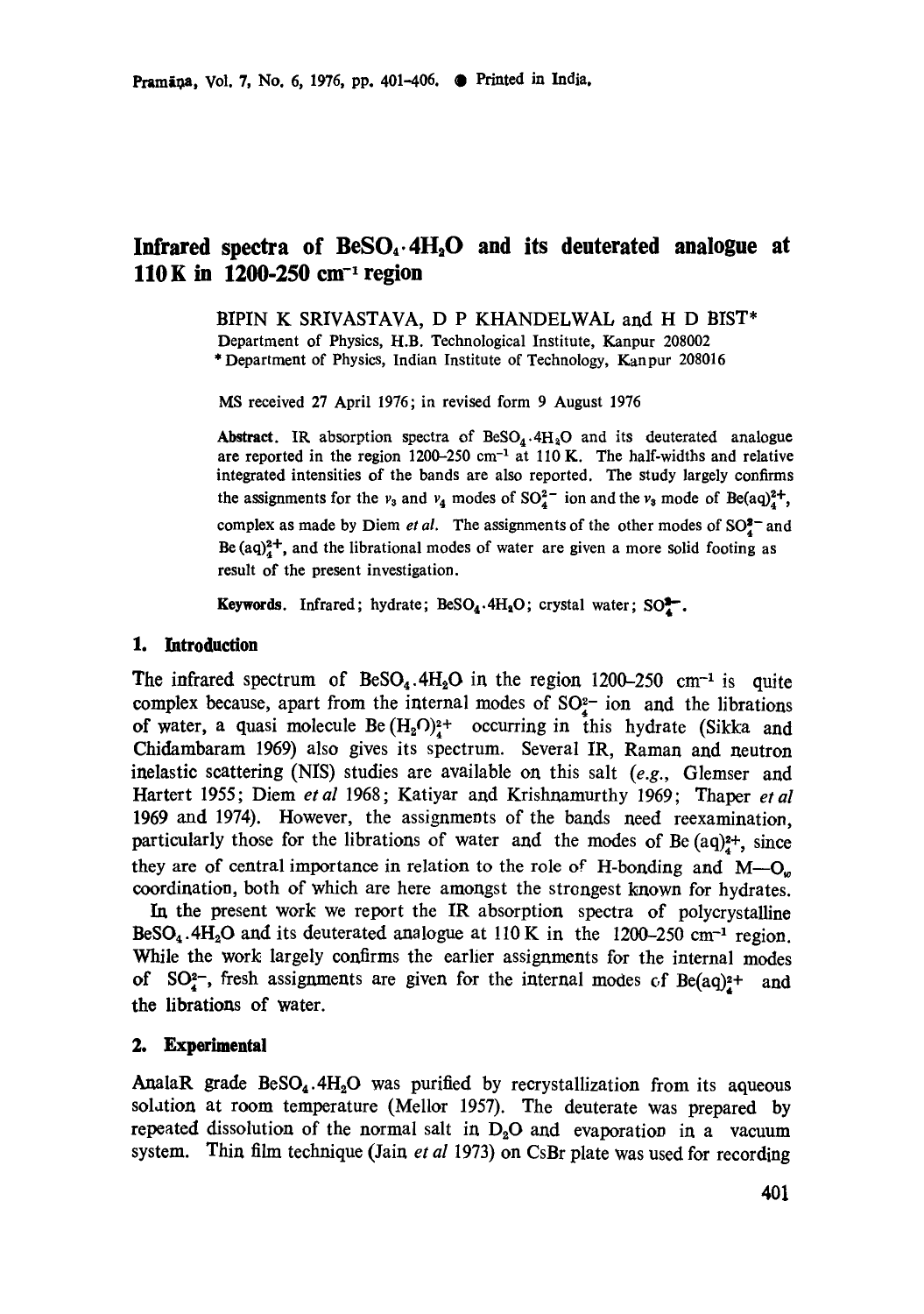# Infrared spectra of $BeSO_4 \cdot 4H_2O$ and its deuterated analogue at 110 K in 1200-250 $cm^{-1}$ region

BIPIN K SRIVASTAVA, D P KHANDELWAL and H D BIST*

Department of Physics, H.B. Technological Institute, Kanpur 208002

* Department of Physics, Indian Institute of Technology, Kanpur 208016

MS received 27 April 1976; in revised form 9 August 1976

**Abstract.** IR absorption spectra of $BeSO_4 \cdot 4H_2O$ and its deuterated analogue are reported in the region 1200–250 $cm^{-1}$ at 110 K. The half-widths and relative integrated intensities of the bands are also reported. The study largely confirms the assignments for the $\nu_3$ and $\nu_4$ modes of $SO_4^{2-}$ ion and the $\nu_3$ mode of $Be(aq)_4^{2+}$, complex as made by Diem *et al*. The assignments of the other modes of $SO_4^{2-}$ and $Be(aq)_4^{2+}$, and the librational modes of water are given a more solid footing as result of the present investigation.

**Keywords.** Infrared; hydrate; $BeSO_4 \cdot 4H_2O$; crystal water; $SO_4^{2-}$.

## 1. Introduction

The infrared spectrum of $BeSO_4 \cdot 4H_2O$ in the region 1200–250 $cm^{-1}$ is quite complex because, apart from the internal modes of $SO_4^{2-}$ ion and the librations of water, a quasi molecule $Be(H_2O)_4^{2+}$ occurring in this hydrate (Sikka and Chidambaram 1969) also gives its spectrum. Several IR, Raman and neutron inelastic scattering (NIS) studies are available on this salt (*e.g.*, Glemser and Hartert 1955; Diem *et al* 1968; Katiyar and Krishnamurthy 1969; Thaper *et al* 1969 and 1974). However, the assignments of the bands need reexamination, particularly those for the librations of water and the modes of $Be(aq)_4^{2+}$, since they are of central importance in relation to the role of H-bonding and $M—O_w$ coordination, both of which are here amongst the strongest known for hydrates.

In the present work we report the IR absorption spectra of polycrystalline $BeSO_4 \cdot 4H_2O$ and its deuterated analogue at 110 K in the 1200–250 $cm^{-1}$ region. While the work largely confirms the earlier assignments for the internal modes of $SO_4^{2-}$, fresh assignments are given for the internal modes of $Be(aq)_4^{2+}$ and the librations of water.

## 2. Experimental

AnalaR grade $BeSO_4 \cdot 4H_2O$ was purified by recrystallization from its aqueous solution at room temperature (Mellor 1957). The deuterate was prepared by repeated dissolution of the normal salt in $D_2O$ and evaporation in a vacuum system. Thin film technique (Jain *et al* 1973) on CsBr plate was used for recording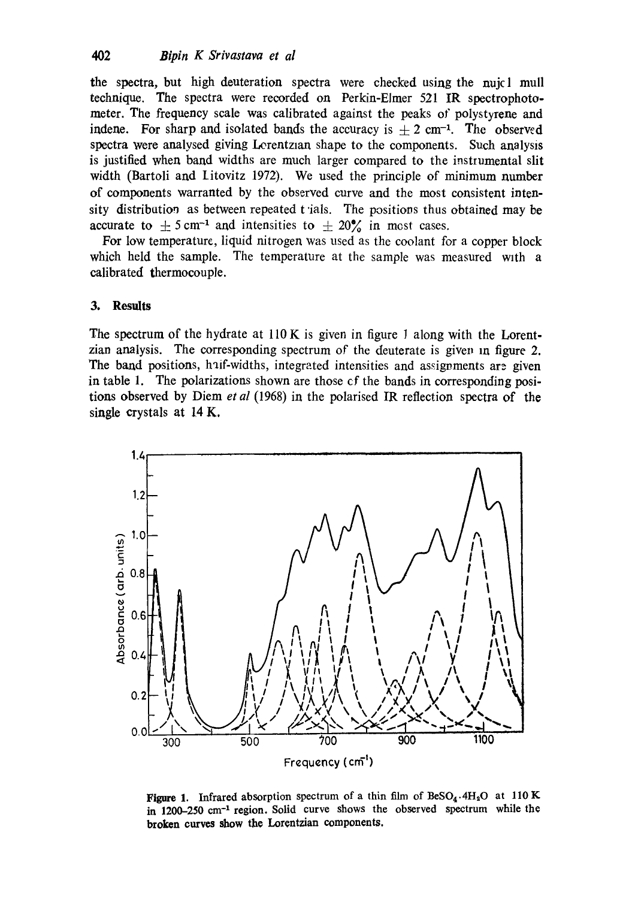the spectra, but high deuteration spectra were checked using the nujol mull technique. The spectra were recorded on Perkin-Elmer 521 IR spectrophotometer. The frequency scale was calibrated against the peaks of polystyrene and indene. For sharp and isolated bands the accuracy is $\pm 2\ \text{cm}^{-1}$. The observed spectra were analysed giving Lorentzian shape to the components. Such analysis is justified when band widths are much larger compared to the instrumental slit width (Bartoli and Litovitz 1972). We used the principle of minimum number of components warranted by the observed curve and the most consistent intensity distribution as between repeated trials. The positions thus obtained may be accurate to $\pm 5\ \text{cm}^{-1}$ and intensities to $\pm 20\%$ in most cases.

For low temperature, liquid nitrogen was used as the coolant for a copper block which held the sample. The temperature at the sample was measured with a calibrated thermocouple.

## 3. Results

The spectrum of the hydrate at 110 K is given in figure 1 along with the Lorentzian analysis. The corresponding spectrum of the deuterate is given in figure 2. The band positions, half-widths, integrated intensities and assignments are given in table 1. The polarizations shown are those of the bands in corresponding positions observed by Diem *et al* (1968) in the polarised IR reflection spectra of the single crystals at 14 K.

**Figure 1.** Infrared absorption spectrum of a thin film of $BeSO_4 \cdot 4H_2O$ at 110 K in 1200–250 $\text{cm}^{-1}$ region. Solid curve shows the observed spectrum while the broken curves show the Lorentzian components.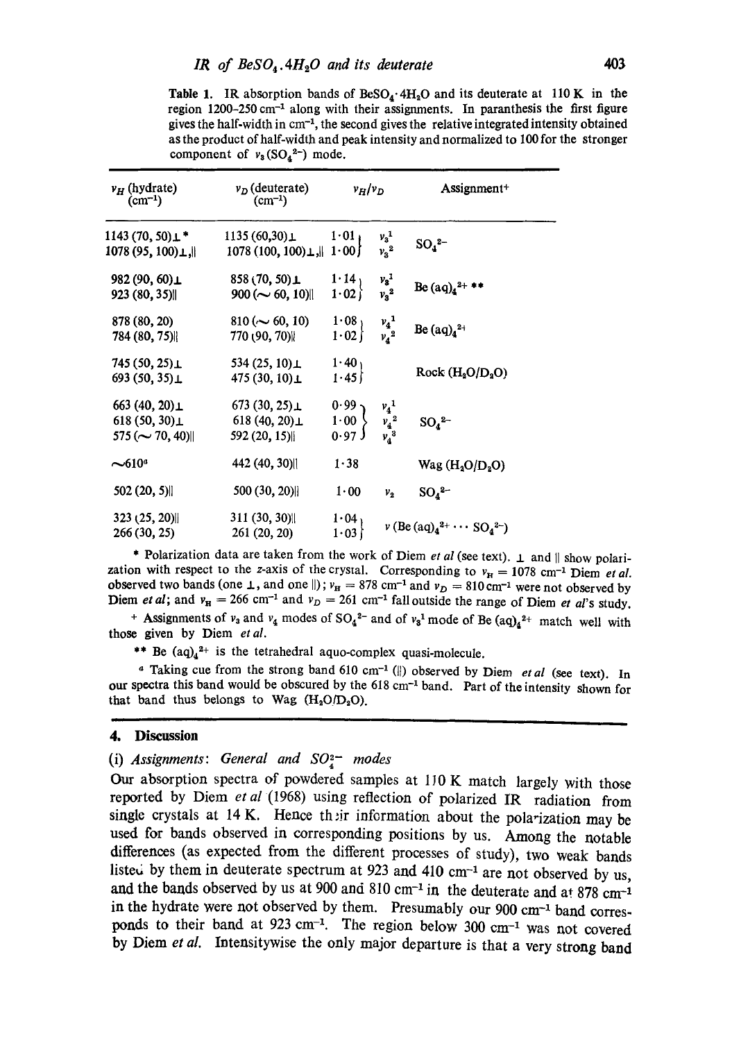**Table 1.** IR absorption bands of $BeSO_4 \cdot 4H_2O$ and its deuterate at 110 K in the region 1200-250 cm$^{-1}$ along with their assignments. In paranthesis the first figure gives the half-width in cm$^{-1}$, the second gives the relative integrated intensity obtained as the product of half-width and peak intensity and normalized to 100 for the stronger component of $\nu_3(SO_4^{2-})$ mode.

| $\nu_H$ (hydrate) (cm$^{-1}$) | $\nu_D$ (deuterate) (cm$^{-1}$) | $\nu_H/\nu_D$ | | Assignment+ |
|---|---|---|---|---|
| 1143 (70, 50)⊥ * | 1135 (60,30)⊥ | 1·01 | $\nu_3^1$ | $SO_4^{2-}$ |
| 1078 (95, 100)⊥,∥ | 1078 (100, 100)⊥,∥ | 1·00 | $\nu_3^2$ | |
| 982 (90, 60)⊥ | 858 (70, 50)⊥ | 1·14 | $\nu_3^1$ | Be $(aq)_4^{2+}$ ** |
| 923 (80, 35)∥ | 900 (~ 60, 10)∥ | 1·02 | $\nu_3^2$ | |
| 878 (80, 20) | 810 (~ 60, 10) | 1·08 | $\nu_4^1$ | Be $(aq)_4^{2+}$ |
| 784 (80, 75)∥ | 770 (90, 70)∥ | 1·02 | $\nu_4^2$ | |
| 745 (50, 25)⊥ | 534 (25, 10)⊥ | 1·40 | | Rock ($H_2O/D_2O$) |
| 693 (50, 35)⊥ | 475 (30, 10)⊥ | 1·45 | | |
| 663 (40, 20)⊥ | 673 (30, 25)⊥ | 0·99 | $\nu_4^1$ | $SO_4^{2-}$ |
| 618 (50, 30)⊥ | 618 (40, 20)⊥ | 1·00 | $\nu_4^2$ | |
| 575 (~ 70, 40)∥ | 592 (20, 15)∥ | 0·97 | $\nu_4^3$ | |
| ~610[a] | 442 (40, 30)∥ | 1·38 | | Wag ($H_2O/D_2O$) |
| 502 (20, 5)∥ | 500 (30, 20)∥ | 1·00 | $\nu_2$ | $SO_4^{2-}$ |
| 323 (25, 20)∥ | 311 (30, 30)∥ | 1·04 | | $\nu$ (Be $(aq)_4^{2+} \cdots SO_4^{2-}$) |
| 266 (30, 25) | 261 (20, 20) | 1·03 | | |

\* Polarization data are taken from the work of Diem *et al* (see text). ⊥ and ∥ show polarization with respect to the z-axis of the crystal. Corresponding to $\nu_H$ = 1078 cm$^{-1}$ Diem *et al.* observed two bands (one ⊥, and one ∥); $\nu_H$ = 878 cm$^{-1}$ and $\nu_D$ = 810 cm$^{-1}$ were not observed by Diem *et al*; and $\nu_H$ = 266 cm$^{-1}$ and $\nu_D$ = 261 cm$^{-1}$ fall outside the range of Diem *et al*'s study.

+ Assignments of $\nu_3$ and $\nu_4$ modes of $SO_4^{2-}$ and of $\nu_3^1$ mode of Be $(aq)_4^{2+}$ match well with those given by Diem *et al.*

\*\* Be $(aq)_4^{2+}$ is the tetrahedral aquo-complex quasi-molecule.

[a] Taking cue from the strong band 610 cm$^{-1}$ (∥) observed by Diem *et al* (see text). In our spectra this band would be obscured by the 618 cm$^{-1}$ band. Part of the intensity shown for that band thus belongs to Wag ($H_2O/D_2O$).

## 4. Discussion

### (i) *Assignments: General and $SO_4^{2-}$ modes*

Our absorption spectra of powdered samples at 110 K match largely with those reported by Diem *et al* (1968) using reflection of polarized IR radiation from single crystals at 14 K. Hence their information about the polarization may be used for bands observed in corresponding positions by us. Among the notable differences (as expected from the different processes of study), two weak bands listed by them in deuterate spectrum at 923 and 410 cm$^{-1}$ are not observed by us, and the bands observed by us at 900 and 810 cm$^{-1}$ in the deuterate and at 878 cm$^{-1}$ in the hydrate were not observed by them. Presumably our 900 cm$^{-1}$ band corresponds to their band at 923 cm$^{-1}$. The region below 300 cm$^{-1}$ was not covered by Diem *et al.* Intensitywise the only major departure is that a very strong band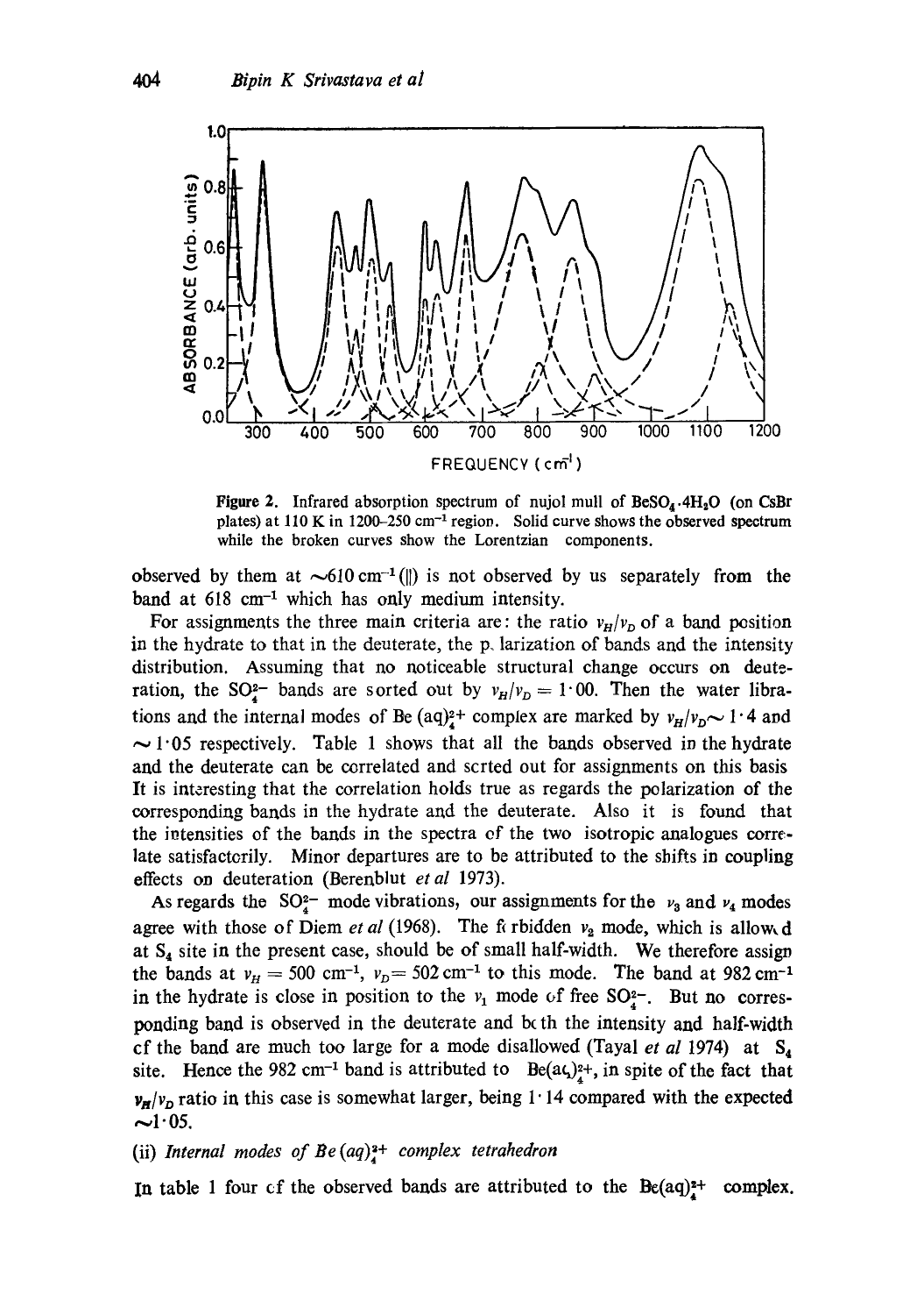Figure 2. Infrared absorption spectrum of nujol mull of $BeSO_4 \cdot 4H_2O$ (on CsBr plates) at 110 K in 1200–250 $cm^{-1}$ region. Solid curve shows the observed spectrum while the broken curves show the Lorentzian components.

observed by them at $\sim$610 $cm^{-1}$ (‖) is not observed by us separately from the band at 618 $cm^{-1}$ which has only medium intensity.

For assignments the three main criteria are: the ratio $\nu_H/\nu_D$ of a band position in the hydrate to that in the deuterate, the polarization of bands and the intensity distribution. Assuming that no noticeable structural change occurs on deuteration, the $SO_4^{2-}$ bands are sorted out by $\nu_H/\nu_D = 1 \cdot 00$. Then the water librations and the internal modes of $Be(aq)_4^{2+}$ complex are marked by $\nu_H/\nu_D \sim 1 \cdot 4$ and $\sim 1 \cdot 05$ respectively. Table 1 shows that all the bands observed in the hydrate and the deuterate can be correlated and sorted out for assignments on this basis It is interesting that the correlation holds true as regards the polarization of the corresponding bands in the hydrate and the deuterate. Also it is found that the intensities of the bands in the spectra of the two isotropic analogues correlate satisfactorily. Minor departures are to be attributed to the shifts in coupling effects on deuteration (Berenblut *et al* 1973).

As regards the $SO_4^{2-}$ mode vibrations, our assignments for the $\nu_3$ and $\nu_4$ modes agree with those of Diem *et al* (1968). The forbidden $\nu_2$ mode, which is allowed at $S_4$ site in the present case, should be of small half-width. We therefore assign the bands at $\nu_H = 500$ $cm^{-1}$, $\nu_D = 502$ $cm^{-1}$ to this mode. The band at 982 $cm^{-1}$ in the hydrate is close in position to the $\nu_1$ mode of free $SO_4^{2-}$. But no corresponding band is observed in the deuterate and both the intensity and half-width of the band are much too large for a mode disallowed (Tayal *et al* 1974) at $S_4$ site. Hence the 982 $cm^{-1}$ band is attributed to $Be(aq)_4^{2+}$, in spite of the fact that $\nu_H/\nu_D$ ratio in this case is somewhat larger, being $1 \cdot 14$ compared with the expected $\sim 1 \cdot 05$.

(ii) *Internal modes of $Be(aq)_4^{2+}$ complex tetrahedron*

In table 1 four of the observed bands are attributed to the $Be(aq)_4^{2+}$ complex.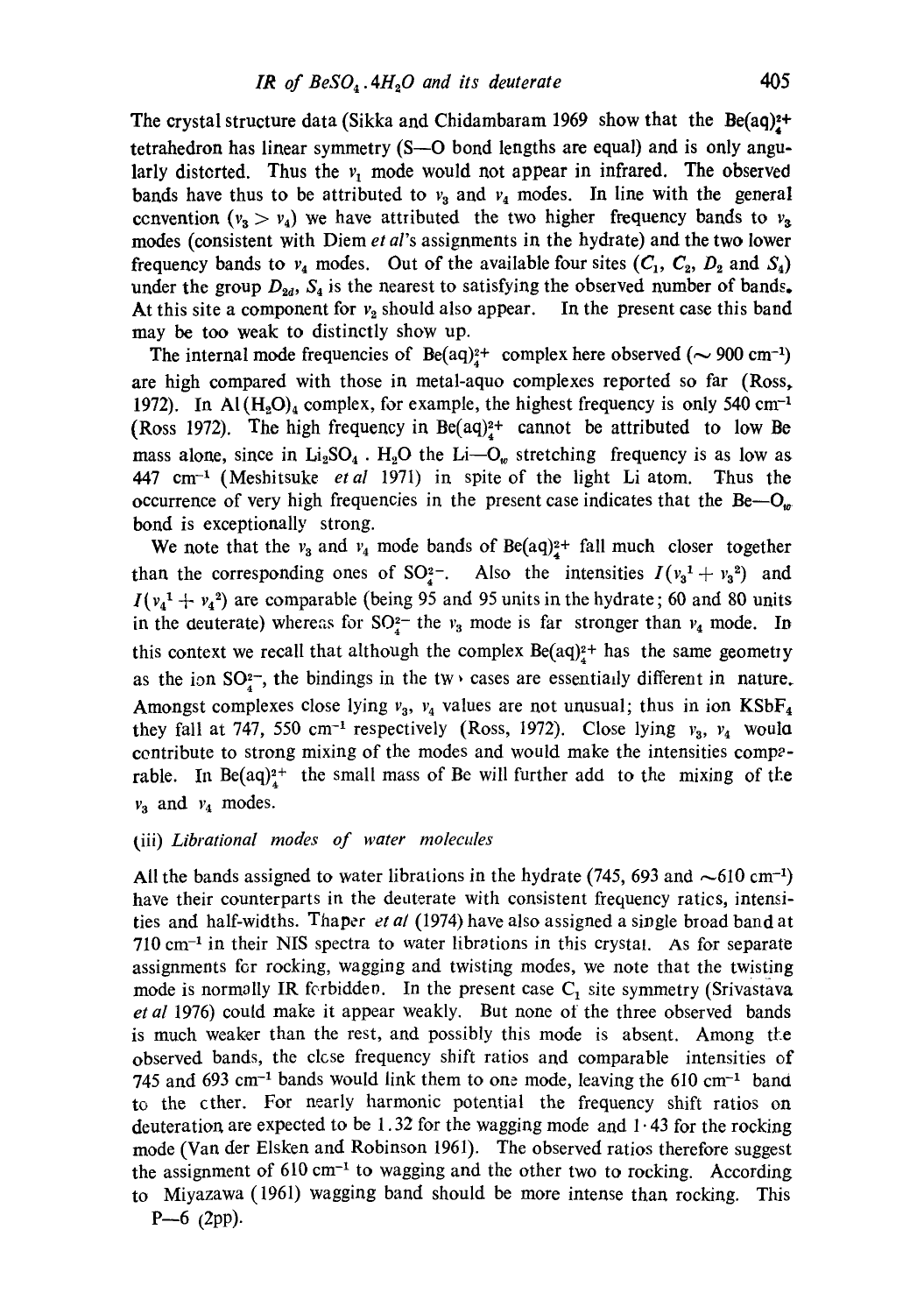The crystal structure data (Sikka and Chidambaram 1969 show that the $Be(aq)_4^{2+}$ tetrahedron has linear symmetry (S—O bond lengths are equal) and is only angularly distorted. Thus the $\nu_1$ mode would not appear in infrared. The observed bands have thus to be attributed to $\nu_3$ and $\nu_4$ modes. In line with the general convention ($\nu_3 > \nu_4$) we have attributed the two higher frequency bands to $\nu_3$ modes (consistent with Diem *et al*'s assignments in the hydrate) and the two lower frequency bands to $\nu_4$ modes. Out of the available four sites ($C_1$, $C_2$, $D_2$ and $S_4$) under the group $D_{2d}$, $S_4$ is the nearest to satisfying the observed number of bands. At this site a component for $\nu_2$ should also appear. In the present case this band may be too weak to distinctly show up.

The internal mode frequencies of $Be(aq)_4^{2+}$ complex here observed ($\sim 900$ cm$^{-1}$) are high compared with those in metal-aquo complexes reported so far (Ross, 1972). In $Al(H_2O)_4$ complex, for example, the highest frequency is only 540 cm$^{-1}$ (Ross 1972). The high frequency in $Be(aq)_4^{2+}$ cannot be attributed to low Be mass alone, since in $Li_2SO_4 \cdot H_2O$ the Li—$O_w$ stretching frequency is as low as 447 cm$^{-1}$ (Meshitsuke *et al* 1971) in spite of the light Li atom. Thus the occurrence of very high frequencies in the present case indicates that the Be—$O_w$ bond is exceptionally strong.

We note that the $\nu_3$ and $\nu_4$ mode bands of $Be(aq)_4^{2+}$ fall much closer together than the corresponding ones of $SO_4^{2-}$. Also the intensities $I(\nu_3^1 + \nu_3^2)$ and $I(\nu_4^1 + \nu_4^2)$ are comparable (being 95 and 95 units in the hydrate; 60 and 80 units in the deuterate) whereas for $SO_4^{2-}$ the $\nu_3$ mode is far stronger than $\nu_4$ mode. In this context we recall that although the complex $Be(aq)_4^{2+}$ has the same geometry as the ion $SO_4^{2-}$, the bindings in the two cases are essentially different in nature. Amongst complexes close lying $\nu_3$, $\nu_4$ values are not unusual; thus in ion $KSbF_4$ they fall at 747, 550 cm$^{-1}$ respectively (Ross, 1972). Close lying $\nu_3$, $\nu_4$ would contribute to strong mixing of the modes and would make the intensities comparable. In $Be(aq)_4^{2+}$ the small mass of Be will further add to the mixing of the $\nu_3$ and $\nu_4$ modes.

### (iii) *Librational modes of water molecules*

All the bands assigned to water librations in the hydrate (745, 693 and $\sim$610 cm$^{-1}$) have their counterparts in the deuterate with consistent frequency ratios, intensities and half-widths. Thaper *et al* (1974) have also assigned a single broad band at 710 cm$^{-1}$ in their NIS spectra to water librations in this crystal. As for separate assignments for rocking, wagging and twisting modes, we note that the twisting mode is normally IR forbidden. In the present case $C_1$ site symmetry (Srivastava *et al* 1976) could make it appear weakly. But none of the three observed bands is much weaker than the rest, and possibly this mode is absent. Among the observed bands, the close frequency shift ratios and comparable intensities of 745 and 693 cm$^{-1}$ bands would link them to one mode, leaving the 610 cm$^{-1}$ band to the other. For nearly harmonic potential the frequency shift ratios on deuteration are expected to be 1.32 for the wagging mode and 1·43 for the rocking mode (Van der Elsken and Robinson 1961). The observed ratios therefore suggest the assignment of 610 cm$^{-1}$ to wagging and the other two to rocking. According to Miyazawa (1961) wagging band should be more intense than rocking. This

P—6 (2pp).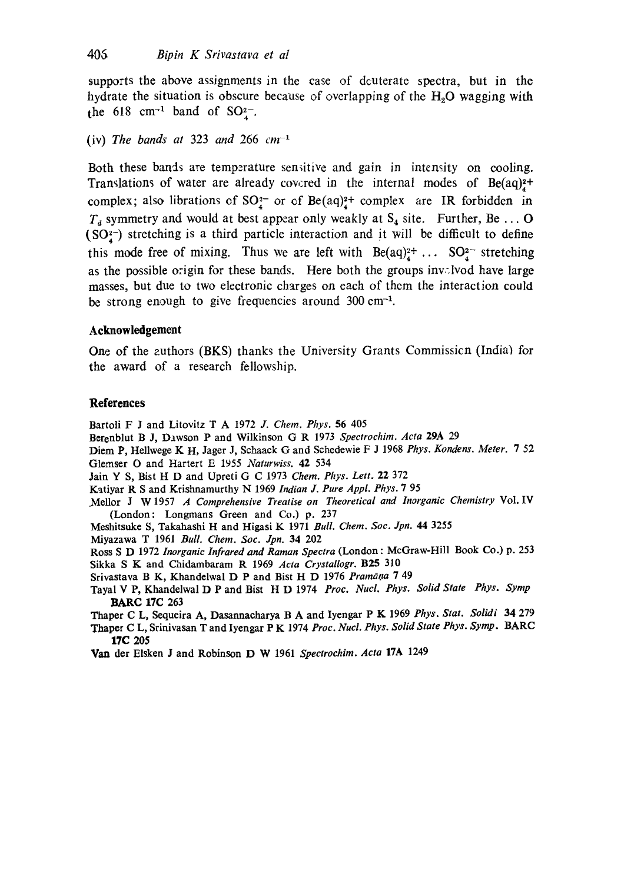supports the above assignments in the case of deuterate spectra, but in the hydrate the situation is obscure because of overlapping of the $H_2O$ wagging with the 618 $cm^{-1}$ band of $SO_4^{2-}$.

(iv) *The bands at* 323 *and* 266 $cm^{-1}$

Both these bands are temperature sensitive and gain in intensity on cooling. Translations of water are already covered in the internal modes of $Be(aq)_4^{2+}$ complex; also librations of $SO_4^{2-}$ or of $Be(aq)_4^{2+}$ complex are IR forbidden in $T_d$ symmetry and would at best appear only weakly at $S_4$ site. Further, Be ... O ($SO_4^{2-}$) stretching is a third particle interaction and it will be difficult to define this mode free of mixing. Thus we are left with $Be(aq)_4^{2+} \ldots SO_4^{2-}$ stretching as the possible origin for these bands. Here both the groups invlvod have large masses, but due to two electronic charges on each of them the interaction could be strong enough to give frequencies around 300 $cm^{-1}$.

## Acknowledgement

One of the authors (BKS) thanks the University Grants Commission (India) for the award of a research fellowship.

## References

Bartoli F J and Litovitz T A 1972 *J. Chem. Phys.* **56** 405

Berenblut B J, Dawson P and Wilkinson G R 1973 *Spectrochim. Acta* **29A** 29

Diem P, Hellwege K H, Jager J, Schaack G and Schedewie F J 1968 *Phys. Kondens. Meter.* **7** 52

Glemser O and Hartert E 1955 *Naturwiss.* **42** 534

Jain Y S, Bist H D and Upreti G C 1973 *Chem. Phys. Lett.* **22** 372

Katiyar R S and Krishnamurthy N 1969 *Indian J. Pure Appl. Phys.* **7** 95

Mellor J W 1957 *A Comprehensive Treatise on Theoretical and Inorganic Chemistry* Vol. IV (London: Longmans Green and Co.) p. 237

Meshitsuke S, Takahashi H and Higasi K 1971 *Bull. Chem. Soc. Jpn.* **44** 3255

Miyazawa T 1961 *Bull. Chem. Soc. Jpn.* **34** 202

Ross S D 1972 *Inorganic Infrared and Raman Spectra* (London: McGraw-Hill Book Co.) p. 253

Sikka S K and Chidambaram R 1969 *Acta Crystallogr.* **B25** 310

Srivastava B K, Khandelwal D P and Bist H D 1976 *Pramāṇa* **7** 49

Tayal V P, Khandelwal D P and Bist H D 1974 *Proc. Nucl. Phys. Solid State Phys. Symp* **BARC 17C** 263

Thaper C L, Sequeira A, Dasannacharya B A and Iyengar P K 1969 *Phys. Stat. Solidi* **34** 279

Thaper C L, Srinivasan T and Iyengar P K 1974 *Proc. Nucl. Phys. Solid State Phys. Symp.* BARC **17C** 205

Van der Elsken J and Robinson D W 1961 *Spectrochim. Acta* **17A** 1249